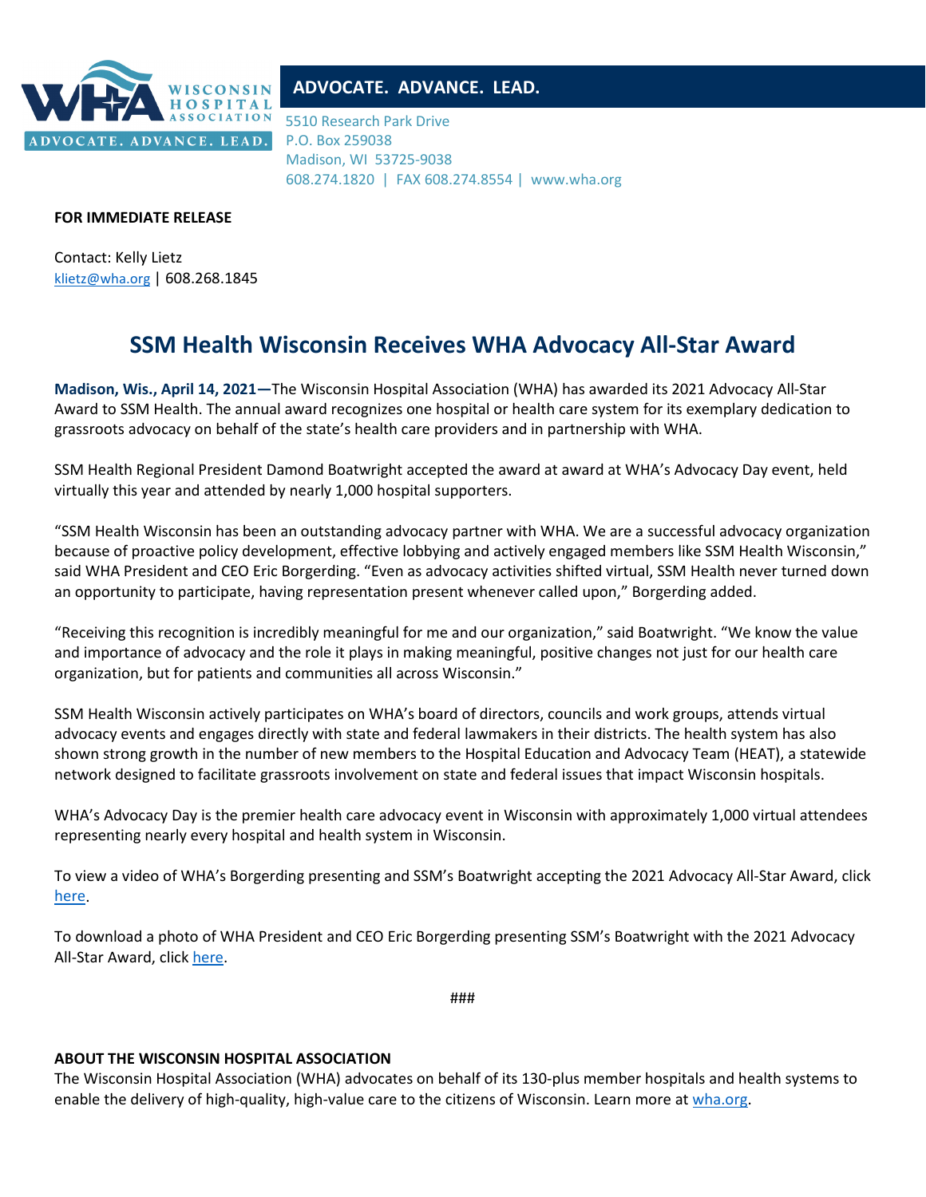WISCONSIN HOSPITAL ASSOCIATION

ADVOCATE. ADVANCE. LEAD.

5510 Research Park Drive
P.O. Box 259038
Madison, WI 53725-9038
608.274.1820 | FAX 608.274.8554 | www.wha.org

**FOR IMMEDIATE RELEASE**

Contact: Kelly Lietz
klietz@wha.org | 608.268.1845

# SSM Health Wisconsin Receives WHA Advocacy All-Star Award

**Madison, Wis., April 14, 2021—**The Wisconsin Hospital Association (WHA) has awarded its 2021 Advocacy All-Star Award to SSM Health. The annual award recognizes one hospital or health care system for its exemplary dedication to grassroots advocacy on behalf of the state's health care providers and in partnership with WHA.

SSM Health Regional President Damond Boatwright accepted the award at award at WHA's Advocacy Day event, held virtually this year and attended by nearly 1,000 hospital supporters.

"SSM Health Wisconsin has been an outstanding advocacy partner with WHA. We are a successful advocacy organization because of proactive policy development, effective lobbying and actively engaged members like SSM Health Wisconsin," said WHA President and CEO Eric Borgerding. "Even as advocacy activities shifted virtual, SSM Health never turned down an opportunity to participate, having representation present whenever called upon," Borgerding added.

"Receiving this recognition is incredibly meaningful for me and our organization," said Boatwright. "We know the value and importance of advocacy and the role it plays in making meaningful, positive changes not just for our health care organization, but for patients and communities all across Wisconsin."

SSM Health Wisconsin actively participates on WHA's board of directors, councils and work groups, attends virtual advocacy events and engages directly with state and federal lawmakers in their districts. The health system has also shown strong growth in the number of new members to the Hospital Education and Advocacy Team (HEAT), a statewide network designed to facilitate grassroots involvement on state and federal issues that impact Wisconsin hospitals.

WHA's Advocacy Day is the premier health care advocacy event in Wisconsin with approximately 1,000 virtual attendees representing nearly every hospital and health system in Wisconsin.

To view a video of WHA's Borgerding presenting and SSM's Boatwright accepting the 2021 Advocacy All-Star Award, click here.

To download a photo of WHA President and CEO Eric Borgerding presenting SSM's Boatwright with the 2021 Advocacy All-Star Award, click here.

###

**ABOUT THE WISCONSIN HOSPITAL ASSOCIATION**

The Wisconsin Hospital Association (WHA) advocates on behalf of its 130-plus member hospitals and health systems to enable the delivery of high-quality, high-value care to the citizens of Wisconsin. Learn more at wha.org.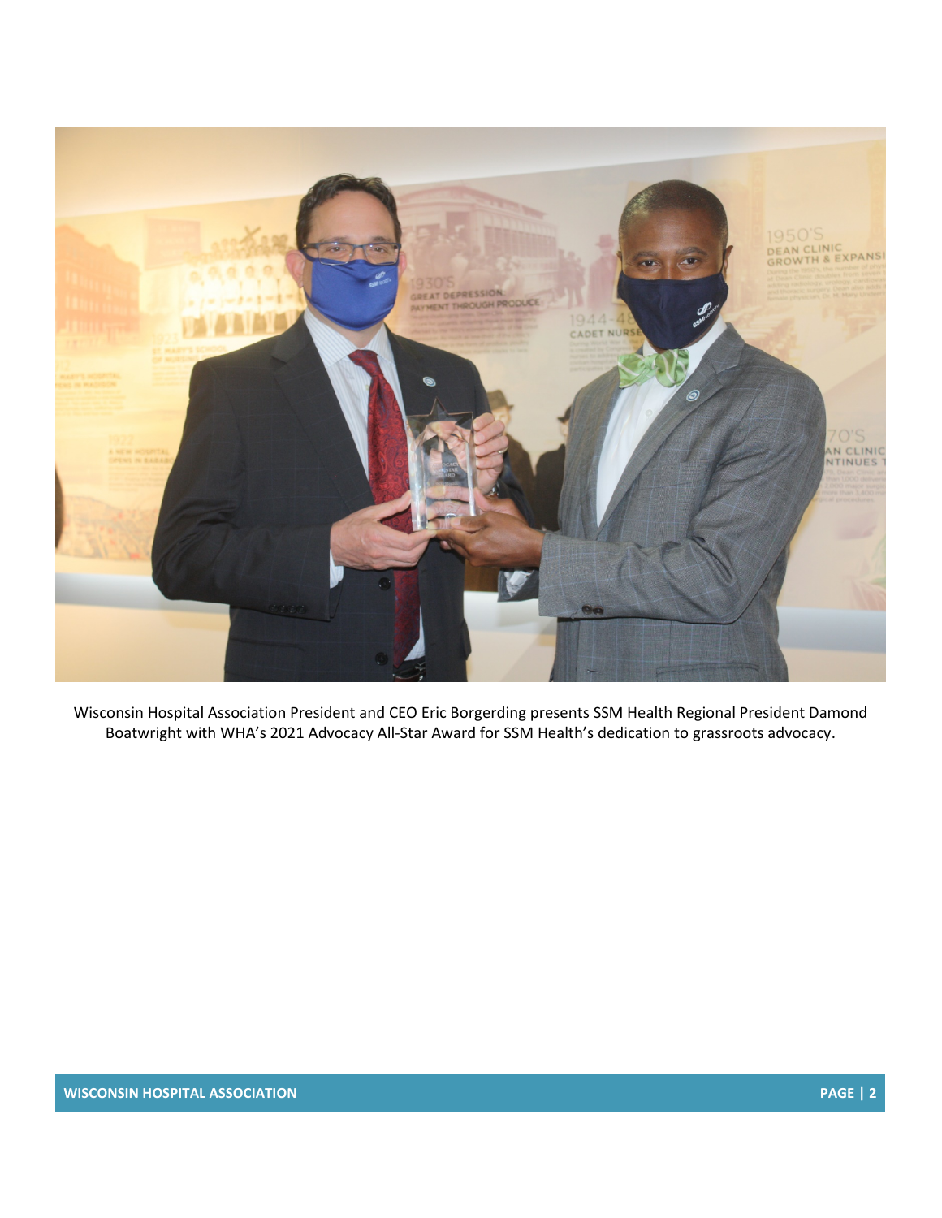Wisconsin Hospital Association President and CEO Eric Borgerding presents SSM Health Regional President Damond Boatwright with WHA's 2021 Advocacy All-Star Award for SSM Health's dedication to grassroots advocacy.